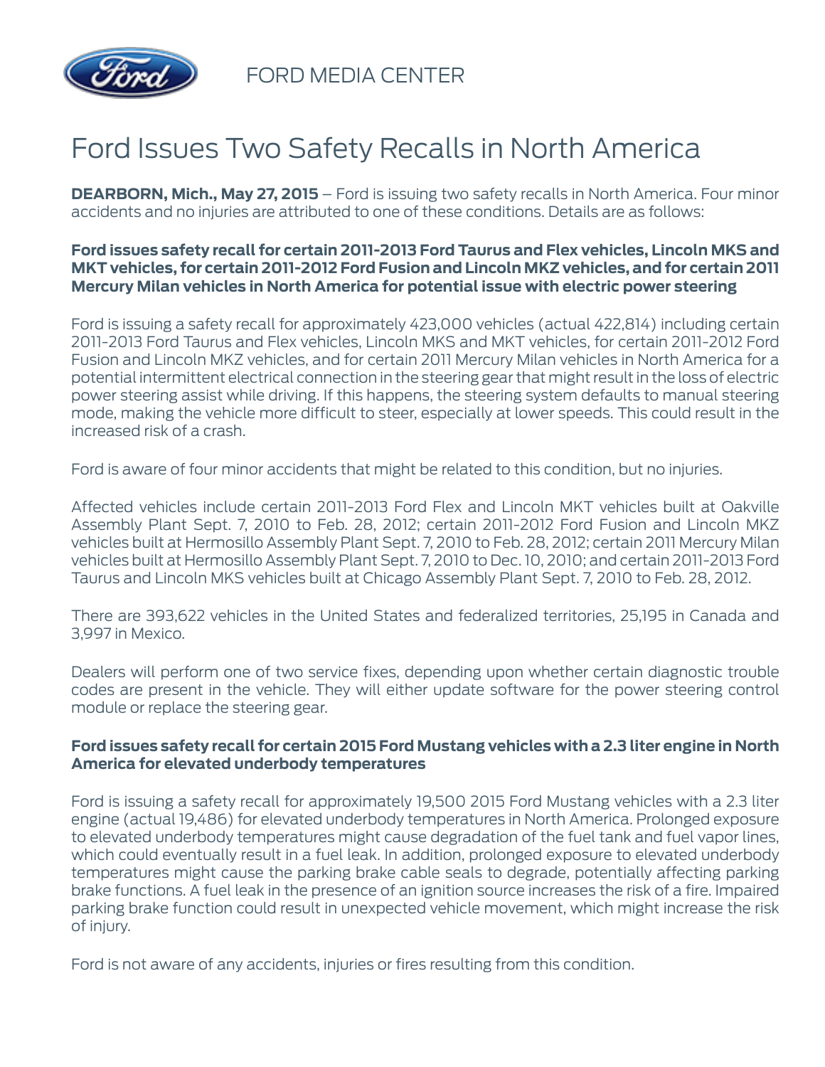FORD MEDIA CENTER

# Ford Issues Two Safety Recalls in North America

**DEARBORN, Mich., May 27, 2015** – Ford is issuing two safety recalls in North America. Four minor accidents and no injuries are attributed to one of these conditions. Details are as follows:

**Ford issues safety recall for certain 2011-2013 Ford Taurus and Flex vehicles, Lincoln MKS and MKT vehicles, for certain 2011-2012 Ford Fusion and Lincoln MKZ vehicles, and for certain 2011 Mercury Milan vehicles in North America for potential issue with electric power steering**

Ford is issuing a safety recall for approximately 423,000 vehicles (actual 422,814) including certain 2011-2013 Ford Taurus and Flex vehicles, Lincoln MKS and MKT, for certain 2011-2012 Ford Fusion and Lincoln MKZ vehicles, and for certain 2011 Mercury Milan vehicles in North America for a potential intermittent electrical connection in the steering gear that might result in the loss of electric power steering assist while driving. If this happens, the steering system defaults to manual steering mode, making the vehicle more difficult to steer, especially at lower speeds. This could result in the increased risk of a crash.

Ford is aware of four minor accidents that might be related to this condition, but no injuries.

Affected vehicles include certain 2011-2013 Ford Flex and Lincoln MKT vehicles built at Oakville Assembly Plant Sept. 7, 2010 to Feb. 28, 2012; certain 2011-2012 Ford Fusion and Lincoln MKZ vehicles built at Hermosillo Assembly Plant Sept. 7, 2010 to Feb. 28, 2012; certain 2011 Mercury Milan vehicles built at Hermosillo Assembly Plant Sept. 7, 2010 to Dec. 10, 2010; and certain 2011-2013 Ford Taurus and Lincoln MKS vehicles built at Chicago Assembly Plant Sept. 7, 2010 to Feb. 28, 2012.

There are 393,622 vehicles in the United States and federalized territories, 25,195 in Canada and 3,997 in Mexico.

Dealers will perform one of two service fixes, depending upon whether certain diagnostic trouble codes are present in the vehicle. They will either update software for the power steering control module or replace the steering gear.

**Ford issues safety recall for certain 2015 Ford Mustang vehicles with a 2.3 liter engine in North America for elevated underbody temperatures**

Ford is issuing a safety recall for approximately 19,500 2015 Ford Mustang vehicles with a 2.3 liter engine (actual 19,486) for elevated underbody temperatures in North America. Prolonged exposure to elevated underbody temperatures might cause degradation of the fuel tank and fuel vapor lines, which could eventually result in a fuel leak. In addition, prolonged exposure to elevated underbody temperatures might cause the parking brake cable seals to degrade, potentially affecting parking brake functions. A fuel leak in the presence of an ignition source increases the risk of a fire. Impaired parking brake function could result in unexpected vehicle movement, which might increase the risk of injury.

Ford is not aware of any accidents, injuries or fires resulting from this condition.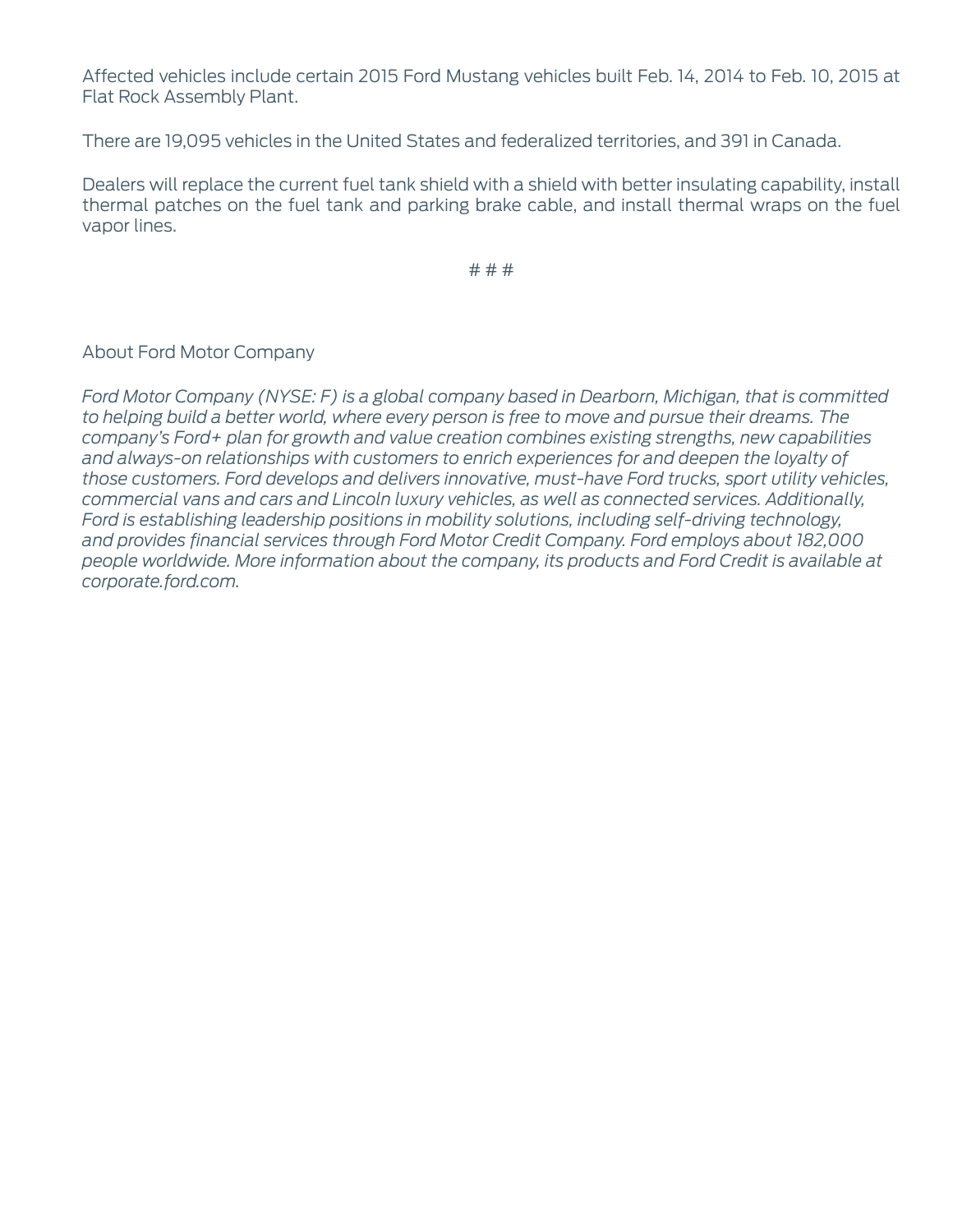Affected vehicles include certain 2015 Ford Mustang vehicles built Feb. 14, 2014 to Feb. 10, 2015 at Flat Rock Assembly Plant.

There are 19,095 vehicles in the United States and federalized territories, and 391 in Canada.

Dealers will replace the current fuel tank shield with a shield with better insulating capability, install thermal patches on the fuel tank and parking brake cable, and install thermal wraps on the fuel vapor lines.

# # #

About Ford Motor Company

*Ford Motor Company (NYSE: F) is a global company based in Dearborn, Michigan, that is committed to helping build a better world, where every person is free to move and pursue their dreams. The company's Ford+ plan for growth and value creation combines existing strengths, new capabilities and always-on relationships with customers to enrich experiences for and deepen the loyalty of those customers. Ford develops and delivers innovative, must-have Ford trucks, sport utility vehicles, commercial vans and cars and Lincoln luxury vehicles, as well as connected services. Additionally, Ford is establishing leadership positions in mobility solutions, including self-driving technology, and provides financial services through Ford Motor Credit Company. Ford employs about 182,000 people worldwide. More information about the company, its products and Ford Credit is available at corporate.ford.com.*